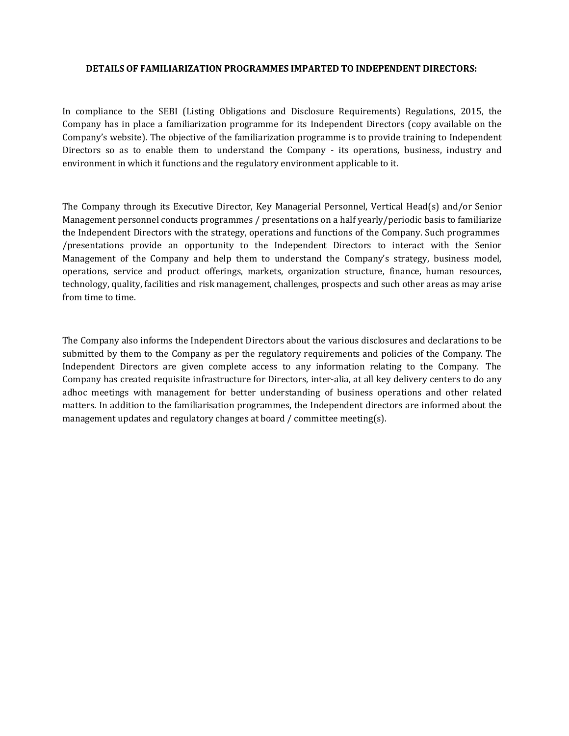**DETAILS OF FAMILIARIZATION PROGRAMMES IMPARTED TO INDEPENDENT DIRECTORS:**

In compliance to the SEBI (Listing Obligations and Disclosure Requirements) Regulations, 2015, the Company has in place a familiarization programme for its Independent Directors (copy available on the Company's website). The objective of the familiarization programme is to provide training to Independent Directors so as to enable them to understand the Company - its operations, business, industry and environment in which it functions and the regulatory environment applicable to it.

The Company through its Executive Director, Key Managerial Personnel, Vertical Head(s) and/or Senior Management personnel conducts programmes / presentations on a half yearly/periodic basis to familiarize the Independent Directors with the strategy, operations and functions of the Company. Such programmes /presentations provide an opportunity to the Independent Directors to interact with the Senior Management of the Company and help them to understand the Company's strategy, business model, operations, service and product offerings, markets, organization structure, finance, human resources, technology, quality, facilities and risk management, challenges, prospects and such other areas as may arise from time to time.

The Company also informs the Independent Directors about the various disclosures and declarations to be submitted by them to the Company as per the regulatory requirements and policies of the Company. The Independent Directors are given complete access to any information relating to the Company. The Company has created requisite infrastructure for Directors, inter-alia, at all key delivery centers to do any adhoc meetings with management for better understanding of business operations and other related matters. In addition to the familiarisation programmes, the Independent directors are informed about the management updates and regulatory changes at board / committee meeting(s).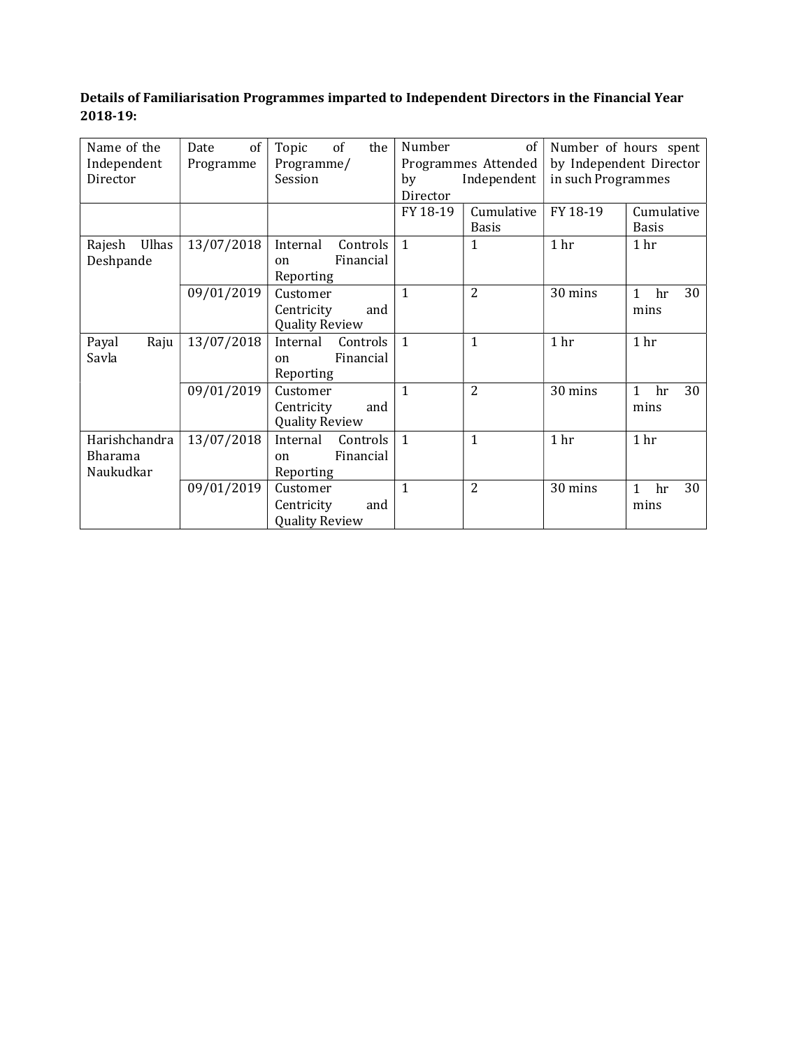**Details of Familiarisation Programmes imparted to Independent Directors in the Financial Year 2018-19:**

| Name of the Independent Director | Date of Programme | Topic of the Programme/ Session | Number of Programmes Attended by Independent Director | | Number of hours spent by Independent Director in such Programmes | |
|---|---|---|---|---|---|---|
| | | | FY 18-19 | Cumulative Basis | FY 18-19 | Cumulative Basis |
| Rajesh Ulhas Deshpande | 13/07/2018 | Internal Controls on Financial Reporting | 1 | 1 | 1 hr | 1 hr |
| | 09/01/2019 | Customer Centricity and Quality Review | 1 | 2 | 30 mins | 1 hr 30 mins |
| Payal Raju Savla | 13/07/2018 | Internal Controls on Financial Reporting | 1 | 1 | 1 hr | 1 hr |
| | 09/01/2019 | Customer Centricity and Quality Review | 1 | 2 | 30 mins | 1 hr 30 mins |
| Harishchandra Bharama Naukudkar | 13/07/2018 | Internal Controls on Financial Reporting | 1 | 1 | 1 hr | 1 hr |
| | 09/01/2019 | Customer Centricity and Quality Review | 1 | 2 | 30 mins | 1 hr 30 mins |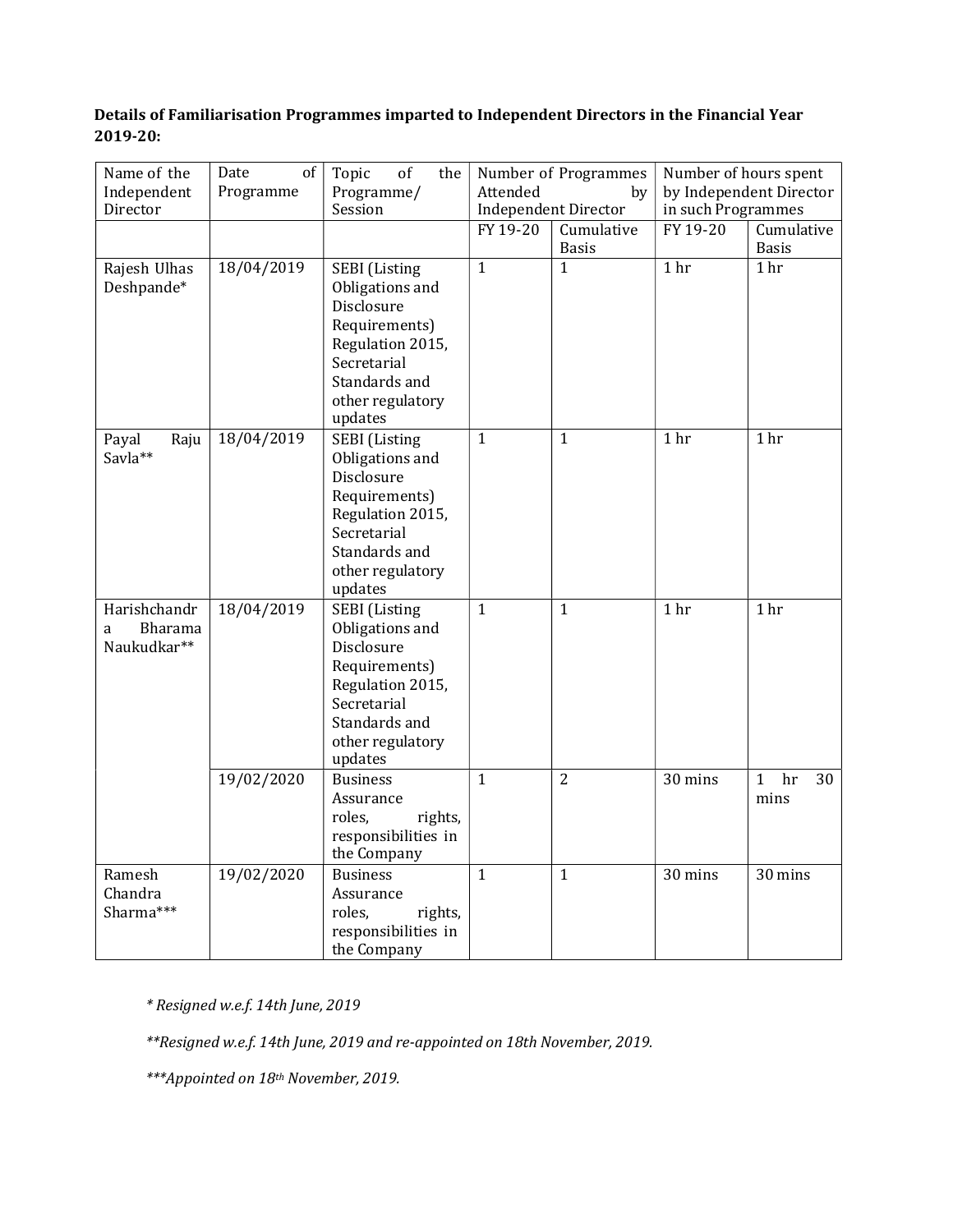**Details of Familiarisation Programmes imparted to Independent Directors in the Financial Year 2019-20:**

| Name of the Independent Director | Date of Programme | Topic of the Programme/ Session | Number of Programmes Attended by Independent Director | | Number of hours spent by Independent Director in such Programmes | |
|---|---|---|---|---|---|---|
| | | | FY 19-20 | Cumulative Basis | FY 19-20 | Cumulative Basis |
| Rajesh Ulhas Deshpande* | 18/04/2019 | SEBI (Listing Obligations and Disclosure Requirements) Regulation 2015, Secretarial Standards and other regulatory updates | 1 | 1 | 1 hr | 1 hr |
| Payal Raju Savla** | 18/04/2019 | SEBI (Listing Obligations and Disclosure Requirements) Regulation 2015, Secretarial Standards and other regulatory updates | 1 | 1 | 1 hr | 1 hr |
| Harishchandra Bharama Naukudkar** | 18/04/2019 | SEBI (Listing Obligations and Disclosure Requirements) Regulation 2015, Secretarial Standards and other regulatory updates | 1 | 1 | 1 hr | 1 hr |
| | 19/02/2020 | Business Assurance roles, rights, responsibilities in the Company | 1 | 2 | 30 mins | 1 hr 30 mins |
| Ramesh Chandra Sharma*** | 19/02/2020 | Business Assurance roles, rights, responsibilities in the Company | 1 | 1 | 30 mins | 30 mins |

*\* Resigned w.e.f. 14th June, 2019*

*\*\*Resigned w.e.f. 14th June, 2019 and re-appointed on 18th November, 2019.*

*\*\*\*Appointed on 18th November, 2019.*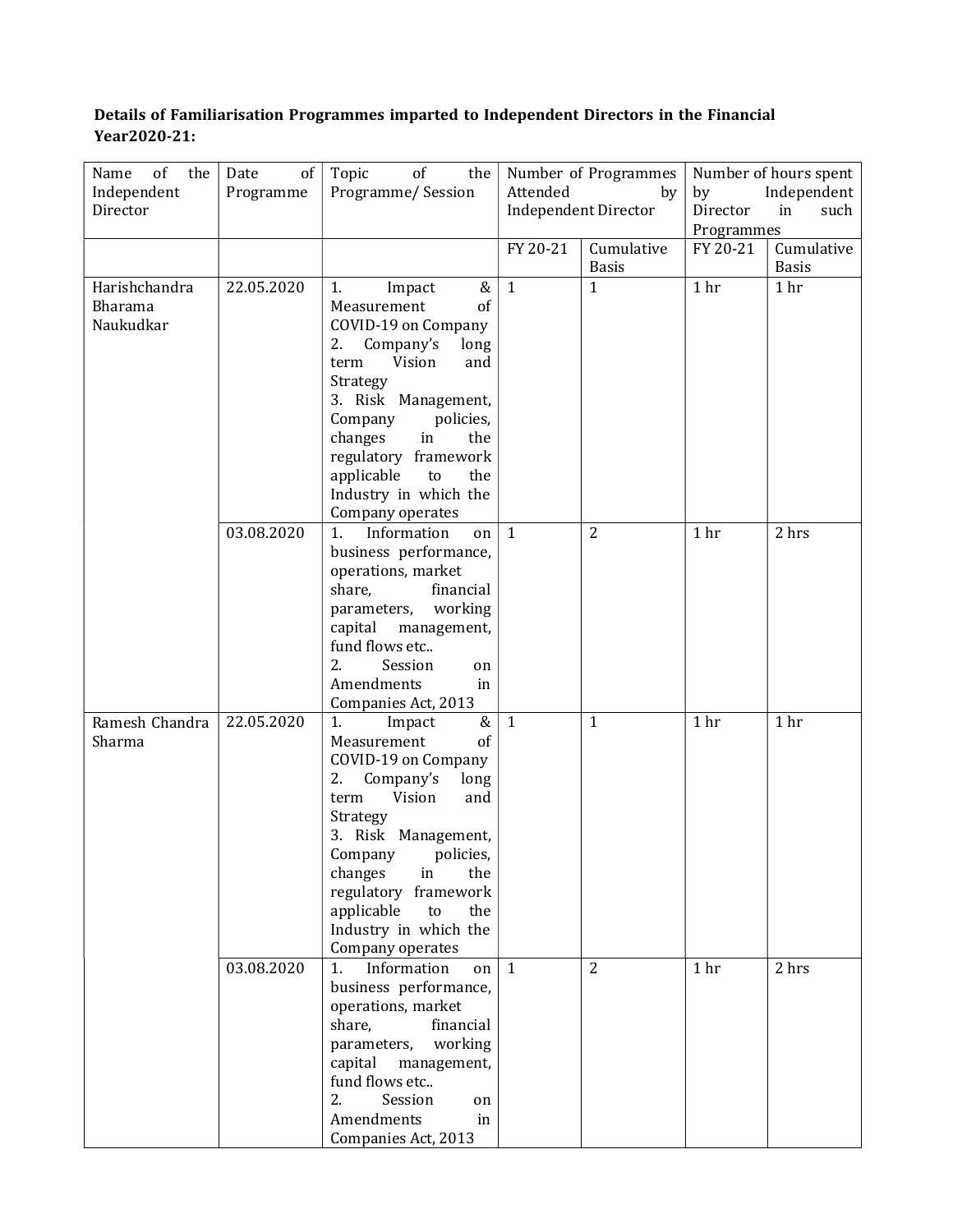**Details of Familiarisation Programmes imparted to Independent Directors in the Financial Year2020-21:**

| Name of the Independent Director | Date of Programme | Topic of the Programme/ Session | Number of Programmes Attended by Independent Director | | Number of hours spent by Independent Director in such Programmes | |
|---|---|---|---|---|---|---|
| | | | FY 20-21 | Cumulative Basis | FY 20-21 | Cumulative Basis |
| Harishchandra Bharama Naukudkar | 22.05.2020 | 1. Impact & Measurement of COVID-19 on Company 2. Company's long term Vision and Strategy 3. Risk Management, Company policies, changes in the regulatory framework applicable to the Industry in which the Company operates | 1 | 1 | 1 hr | 1 hr |
| | 03.08.2020 | 1. Information on business performance, operations, market share, financial parameters, working capital management, fund flows etc.. 2. Session on Amendments in Companies Act, 2013 | 1 | 2 | 1 hr | 2 hrs |
| Ramesh Chandra Sharma | 22.05.2020 | 1. Impact & Measurement of COVID-19 on Company 2. Company's long term Vision and Strategy 3. Risk Management, Company policies, changes in the regulatory framework applicable to the Industry in which the Company operates | 1 | 1 | 1 hr | 1 hr |
| | 03.08.2020 | 1. Information on business performance, operations, market share, financial parameters, working capital management, fund flows etc.. 2. Session on Amendments in Companies Act, 2013 | 1 | 2 | 1 hr | 2 hrs |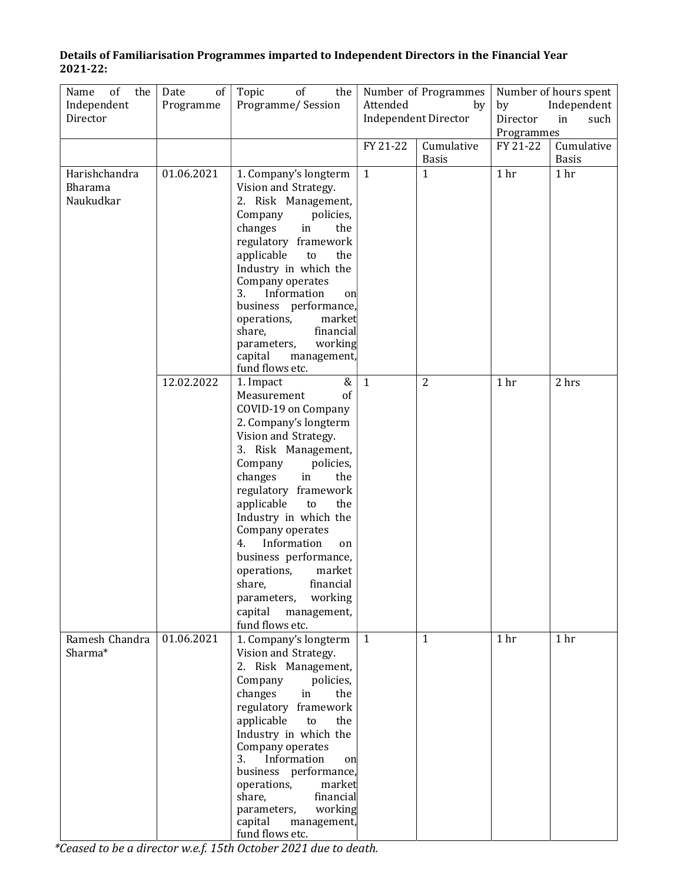**Details of Familiarisation Programmes imparted to Independent Directors in the Financial Year 2021-22:**

| Name of the Independent Director | Date of Programme | Topic of the Programme/ Session | Number of Programmes Attended by Independent Director | | Number of hours spent by Independent Director in such Programmes | |
|---|---|---|---|---|---|---|
| | | | FY 21-22 | Cumulative Basis | FY 21-22 | Cumulative Basis |
| Harishchandra Bharama Naukudkar | 01.06.2021 | 1. Company's longterm Vision and Strategy.<br>2. Risk Management, Company policies, changes in the regulatory framework applicable to the Industry in which the Company operates<br>3. Information on business performance, operations, market share, financial parameters, working capital management, fund flows etc. | 1 | 1 | 1 hr | 1 hr |
| | 12.02.2022 | 1. Impact & Measurement of COVID-19 on Company<br>2. Company's longterm Vision and Strategy.<br>3. Risk Management, Company policies, changes in the regulatory framework applicable to the Industry in which the Company operates<br>4. Information on business performance, operations, market share, financial parameters, working capital management, fund flows etc. | 1 | 2 | 1 hr | 2 hrs |
| Ramesh Chandra Sharma* | 01.06.2021 | 1. Company's longterm Vision and Strategy.<br>2. Risk Management, Company policies, changes in the regulatory framework applicable to the Industry in which the Company operates<br>3. Information on business performance, operations, market share, financial parameters, working capital management, fund flows etc. | 1 | 1 | 1 hr | 1 hr |

*\*Ceased to be a director w.e.f. 15th October 2021 due to death.*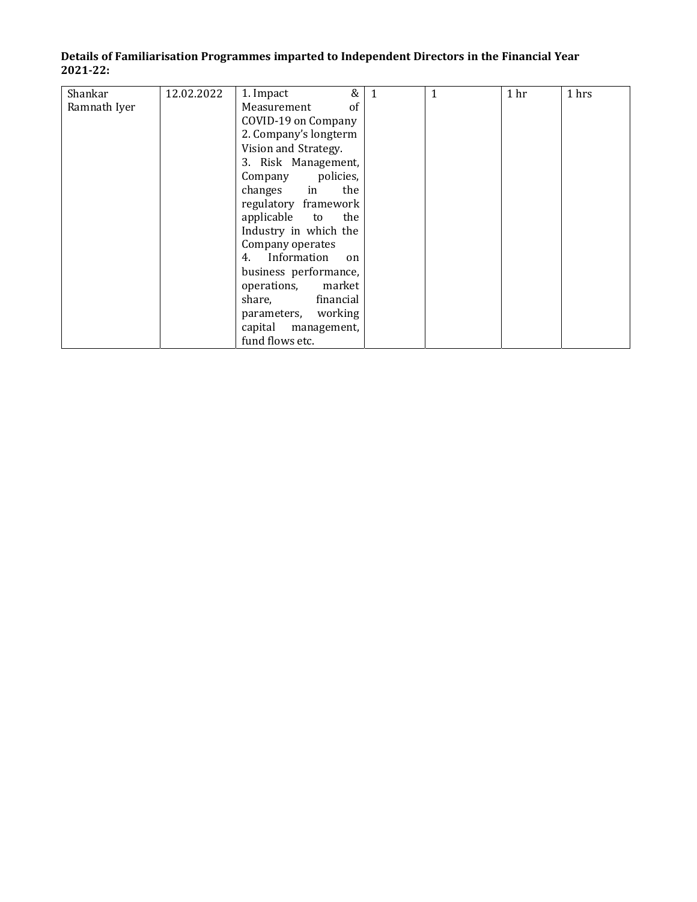**Details of Familiarisation Programmes imparted to Independent Directors in the Financial Year 2021-22:**

| | | | | | | |
|---|---|---|---|---|---|---|
| Shankar Ramnath Iyer | 12.02.2022 | 1. Impact & Measurement of COVID-19 on Company<br>2. Company's longterm Vision and Strategy.<br>3. Risk Management, Company policies, changes in the regulatory framework applicable to the Industry in which the Company operates<br>4. Information on business performance, operations, market share, financial parameters, working capital management, fund flows etc. | 1 | 1 | 1 hr | 1 hrs |